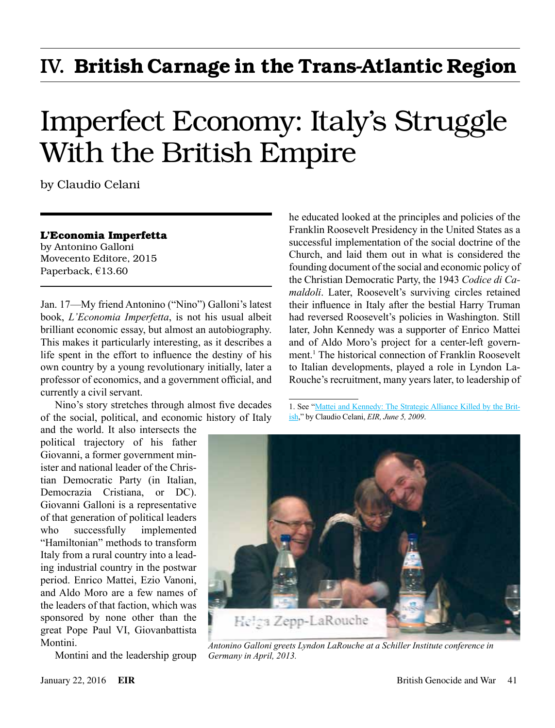# IV. British Carnage in the Trans-Atlantic Region

# Imperfect Economy: Italy's Struggle With the British Empire

by Claudio Celani

**L'Economia Imperfetta**
by Antonino Galloni
Movecento Editore, 2015
Paperback, €13.60

Jan. 17—My friend Antonino ("Nino") Galloni's latest book, *L'Economia Imperfetta*, is not his usual albeit brilliant economic essay, but almost an autobiography. This makes it particularly interesting, as it describes a life spent in the effort to influence the destiny of his own country by a young revolutionary initially, later a professor of economics, and a government official, and currently a civil servant.

Nino's story stretches through almost five decades of the social, political, and economic history of Italy and the world. It also intersects the political trajectory of his father Giovanni, a former government minister and national leader of the Christian Democratic Party (in Italian, Democrazia Cristiana, or DC). Giovanni Galloni is a representative of that generation of political leaders who successfully implemented "Hamiltonian" methods to transform Italy from a rural country into a leading industrial country in the postwar period. Enrico Mattei, Ezio Vanoni, and Aldo Moro are a few names of the leaders of that faction, which was sponsored by none other than the great Pope Paul VI, Giovanbattista Montini.

Montini and the leadership group he educated looked at the principles and policies of the Franklin Roosevelt Presidency in the United States as a successful implementation of the social doctrine of the Church, and laid them out in what is considered the founding document of the social and economic policy of the Christian Democratic Party, the 1943 *Codice di Camaldoli*. Later, Roosevelt's surviving circles retained their influence in Italy after the bestial Harry Truman had reversed Roosevelt's policies in Washington. Still later, John Kennedy was a supporter of Enrico Mattei and of Aldo Moro's project for a center-left government.[1] The historical connection of Franklin Roosevelt to Italian developments, played a role in Lyndon LaRouche's recruitment, many years later, to leadership of

1. See "Mattei and Kennedy: The Strategic Alliance Killed by the British," by Claudio Celani, *EIR, June 5, 2009*.

*Antonino Galloni greets Lyndon LaRouche at a Schiller Institute conference in Germany in April, 2013.*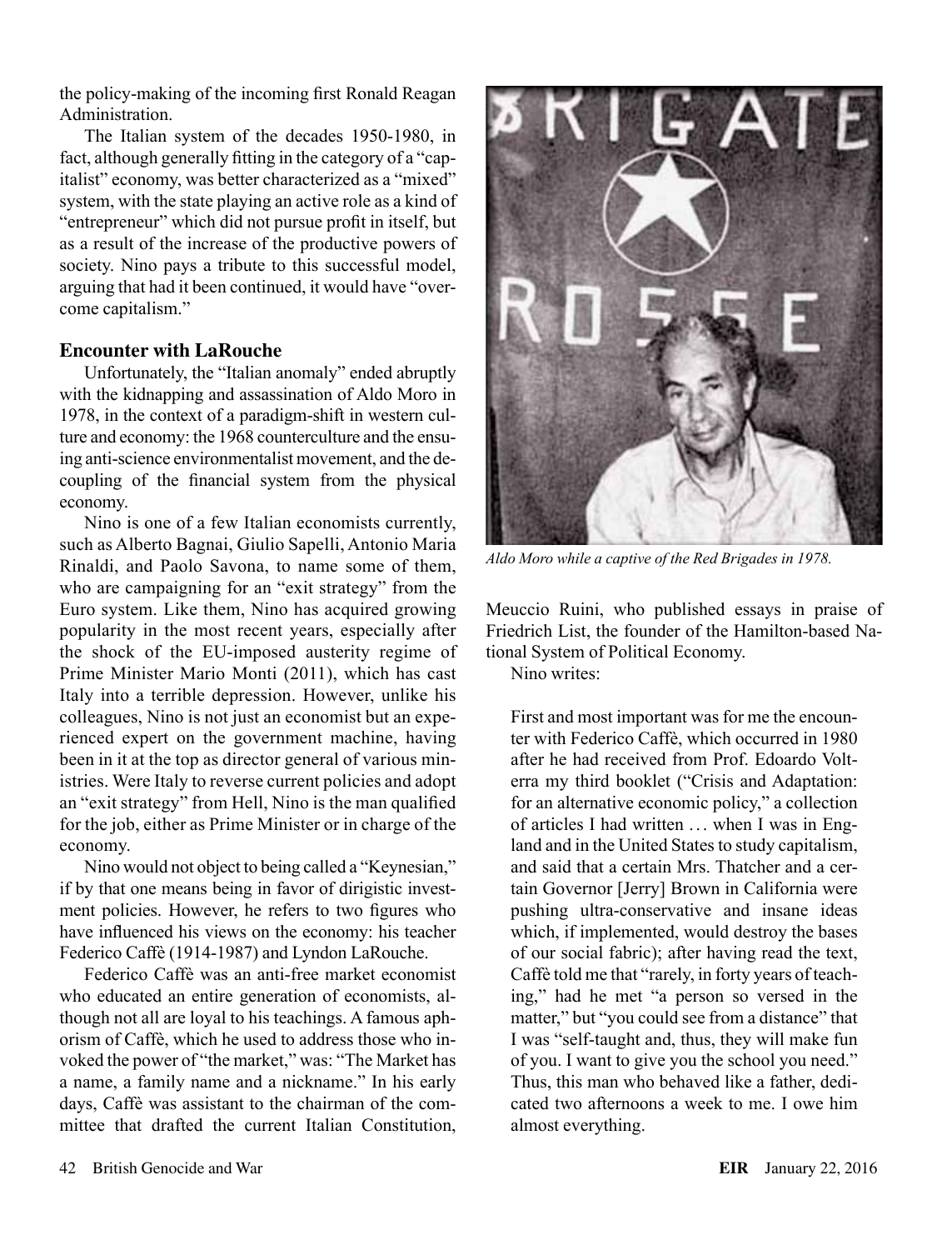the policy-making of the incoming first Ronald Reagan Administration.

The Italian system of the decades 1950-1980, in fact, although generally fitting in the category of a "capitalist" economy, was better characterized as a "mixed" system, with the state playing an active role as a kind of "entrepreneur" which did not pursue profit in itself, but as a result of the increase of the productive powers of society. Nino pays a tribute to this successful model, arguing that had it been continued, it would have "overcome capitalism."

### Encounter with LaRouche

Unfortunately, the "Italian anomaly" ended abruptly with the kidnapping and assassination of Aldo Moro in 1978, in the context of a paradigm-shift in western culture and economy: the 1968 counterculture and the ensuing anti-science environmentalist movement, and the decoupling of the financial system from the physical economy.

Nino is one of a few Italian economists currently, such as Alberto Bagnai, Giulio Sapelli, Antonio Maria Rinaldi, and Paolo Savona, to name some of them, who are campaigning for an "exit strategy" from the Euro system. Like them, Nino has acquired growing popularity in the most recent years, especially after the shock of the EU-imposed austerity regime of Prime Minister Mario Monti (2011), which has cast Italy into a terrible depression. However, unlike his colleagues, Nino is not just an economist but an experienced expert on the government machine, having been in it at the top as director general of various ministries. Were Italy to reverse current policies and adopt an "exit strategy" from Hell, Nino is the man qualified for the job, either as Prime Minister or in charge of the economy.

Nino would not object to being called a "Keynesian," if by that one means being in favor of dirigistic investment policies. However, he refers to two figures who have influenced his views on the economy: his teacher Federico Caffè (1914-1987) and Lyndon LaRouche.

Federico Caffè was an anti-free market economist who educated an entire generation of economists, although not all are loyal to his teachings. A famous aphorism of Caffè, which he used to address those who invoked the power of "the market," was: "The Market has a name, a family name and a nickname." In his early days, Caffè was assistant to the chairman of the committee that drafted the current Italian Constitution, Meuccio Ruini, who published essays in praise of Friedrich List, the founder of the Hamilton-based National System of Political Economy.

*Aldo Moro while a captive of the Red Brigades in 1978.*

Nino writes:

> First and most important was for me the encounter with Federico Caffè, which occurred in 1980 after he had received from Prof. Edoardo Volterra my third booklet ("Crisis and Adaptation: for an alternative economic policy," a collection of articles I had written … when I was in England and in the United States to study capitalism, and said that a certain Mrs. Thatcher and a certain Governor [Jerry] Brown in California were pushing ultra-conservative and insane ideas which, if implemented, would destroy the bases of our social fabric); after having read the text, Caffè told me that "rarely, in forty years of teaching," had he met "a person so versed in the matter," but "you could see from a distance" that I was "self-taught and, thus, they will make fun of you. I want to give you the school you need." Thus, this man who behaved like a father, dedicated two afternoons a week to me. I owe him almost everything.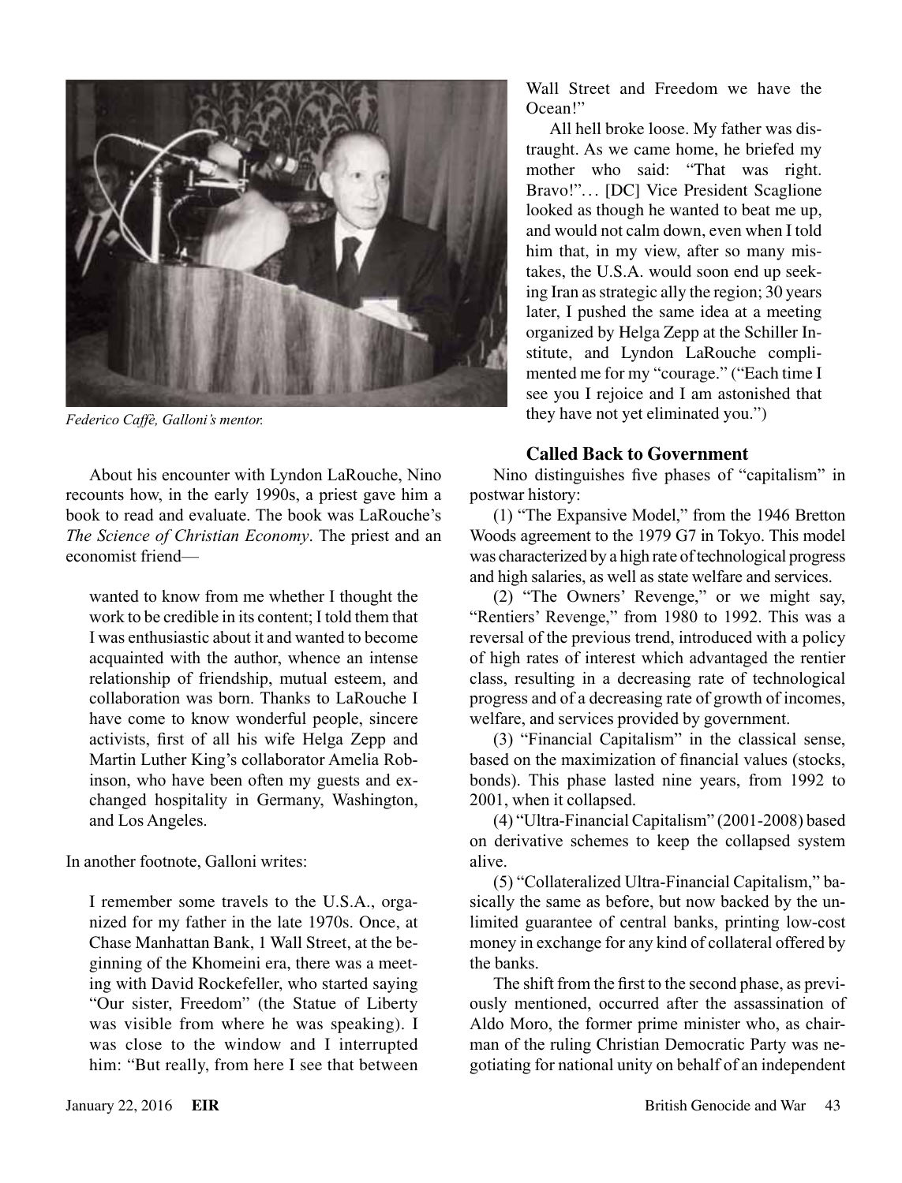Federico Caffè, Galloni's mentor.

About his encounter with Lyndon LaRouche, Nino recounts how, in the early 1990s, a priest gave him a book to read and evaluate. The book was LaRouche's *The Science of Christian Economy*. The priest and an economist friend—

> wanted to know from me whether I thought the work to be credible in its content; I told them that I was enthusiastic about it and wanted to become acquainted with the author, whence an intense relationship of friendship, mutual esteem, and collaboration was born. Thanks to LaRouche I have come to know wonderful people, sincere activists, first of all his wife Helga Zepp and Martin Luther King's collaborator Amelia Robinson, who have been often my guests and exchanged hospitality in Germany, Washington, and Los Angeles.

In another footnote, Galloni writes:

> I remember some travels to the U.S.A., organized for my father in the late 1970s. Once, at Chase Manhattan Bank, 1 Wall Street, at the beginning of the Khomeini era, there was a meeting with David Rockefeller, who started saying "Our sister, Freedom" (the Statue of Liberty was visible from where he was speaking). I was close to the window and I interrupted him: "But really, from here I see that between Wall Street and Freedom we have the Ocean!"
>
> All hell broke loose. My father was distraught. As we came home, he briefed my mother who said: "That was right. Bravo!"… [DC] Vice President Scaglione looked as though he wanted to beat me up, and would not calm down, even when I told him that, in my view, after so many mistakes, the U.S.A. would soon end up seeking Iran as strategic ally the region; 30 years later, I pushed the same idea at a meeting organized by Helga Zepp at the Schiller Institute, and Lyndon LaRouche complimented me for my "courage." ("Each time I see you I rejoice and I am astonished that they have not yet eliminated you.")

### Called Back to Government

Nino distinguishes five phases of "capitalism" in postwar history:

(1) "The Expansive Model," from the 1946 Bretton Woods agreement to the 1979 G7 in Tokyo. This model was characterized by a high rate of technological progress and high salaries, as well as state welfare and services.

(2) "The Owners' Revenge," or we might say, "Rentiers' Revenge," from 1980 to 1992. This was a reversal of the previous trend, introduced with a policy of high rates of interest which advantaged the rentier class, resulting in a decreasing rate of technological progress and of a decreasing rate of growth of incomes, welfare, and services provided by government.

(3) "Financial Capitalism" in the classical sense, based on the maximization of financial values (stocks, bonds). This phase lasted nine years, from 1992 to 2001, when it collapsed.

(4) "Ultra-Financial Capitalism" (2001-2008) based on derivative schemes to keep the collapsed system alive.

(5) "Collateralized Ultra-Financial Capitalism," basically the same as before, but now backed by the unlimited guarantee of central banks, printing low-cost money in exchange for any kind of collateral offered by the banks.

The shift from the first to the second phase, as previously mentioned, occurred after the assassination of Aldo Moro, the former prime minister who, as chairman of the ruling Christian Democratic Party was negotiating for national unity on behalf of an independent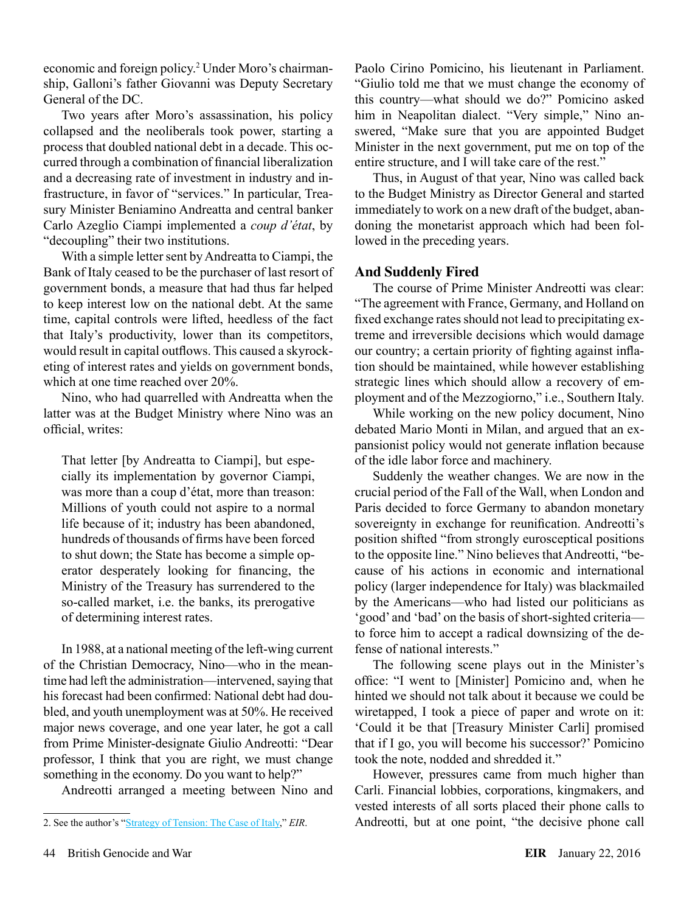economic and foreign policy.[2] Under Moro's chairmanship, Galloni's father Giovanni was Deputy Secretary General of the DC.

Two years after Moro's assassination, his policy collapsed and the neoliberals took power, starting a process that doubled national debt in a decade. This occurred through a combination of financial liberalization and a decreasing rate of investment in industry and infrastructure, in favor of "services." In particular, Treasury Minister Beniamino Andreatta and central banker Carlo Azeglio Ciampi implemented a *coup d'état*, by "decoupling" their two institutions.

With a simple letter sent by Andreatta to Ciampi, the Bank of Italy ceased to be the purchaser of last resort of government bonds, a measure that had thus far helped to keep interest low on the national debt. At the same time, capital controls were lifted, heedless of the fact that Italy's productivity, lower than its competitors, would result in capital outflows. This caused a skyrocketing of interest rates and yields on government bonds, which at one time reached over 20%.

Nino, who had quarrelled with Andreatta when the latter was at the Budget Ministry where Nino was an official, writes:

> That letter [by Andreatta to Ciampi], but especially its implementation by governor Ciampi, was more than a coup d'état, more than treason: Millions of youth could not aspire to a normal life because of it; industry has been abandoned, hundreds of thousands of firms have been forced to shut down; the State has become a simple operator desperately looking for financing, the Ministry of the Treasury has surrendered to the so-called market, i.e. the banks, its prerogative of determining interest rates.

In 1988, at a national meeting of the left-wing current of the Christian Democracy, Nino—who in the meantime had left the administration—intervened, saying that his forecast had been confirmed: National debt had doubled, and youth unemployment was at 50%. He received major news coverage, and one year later, he got a call from Prime Minister-designate Giulio Andreotti: "Dear professor, I think that you are right, we must change something in the economy. Do you want to help?"

Andreotti arranged a meeting between Nino and Paolo Cirino Pomicino, his lieutenant in Parliament. "Giulio told me that we must change the economy of this country—what should we do?" Pomicino asked him in Neapolitan dialect. "Very simple," Nino answered, "Make sure that you are appointed Budget Minister in the next government, put me on top of the entire structure, and I will take care of the rest."

Thus, in August of that year, Nino was called back to the Budget Ministry as Director General and started immediately to work on a new draft of the budget, abandoning the monetarist approach which had been followed in the preceding years.

## And Suddenly Fired

The course of Prime Minister Andreotti was clear: "The agreement with France, Germany, and Holland on fixed exchange rates should not lead to precipitating extreme and irreversible decisions which would damage our country; a certain priority of fighting against inflation should be maintained, while however establishing strategic lines which should allow a recovery of employment and of the Mezzogiorno," i.e., Southern Italy.

While working on the new policy document, Nino debated Mario Monti in Milan, and argued that an expansionist policy would not generate inflation because of the idle labor force and machinery.

Suddenly the weather changes. We are now in the crucial period of the Fall of the Wall, when London and Paris decided to force Germany to abandon monetary sovereignty in exchange for reunification. Andreotti's position shifted "from strongly eurosceptical positions to the opposite line." Nino believes that Andreotti, "because of his actions in economic and international policy (larger independence for Italy) was blackmailed by the Americans—who had listed our politicians as 'good' and 'bad' on the basis of short-sighted criteria—to force him to accept a radical downsizing of the defense of national interests."

The following scene plays out in the Minister's office: "I went to [Minister] Pomicino and, when he hinted we should not talk about it because we could be wiretapped, I took a piece of paper and wrote on it: 'Could it be that [Treasury Minister Carli] promised that if I go, you will become his successor?' Pomicino took the note, nodded and shredded it."

However, pressures came from much higher than Carli. Financial lobbies, corporations, kingmakers, and vested interests of all sorts placed their phone calls to Andreotti, but at one point, "the decisive phone call

---

2. See the author's "Strategy of Tension: The Case of Italy," *EIR*.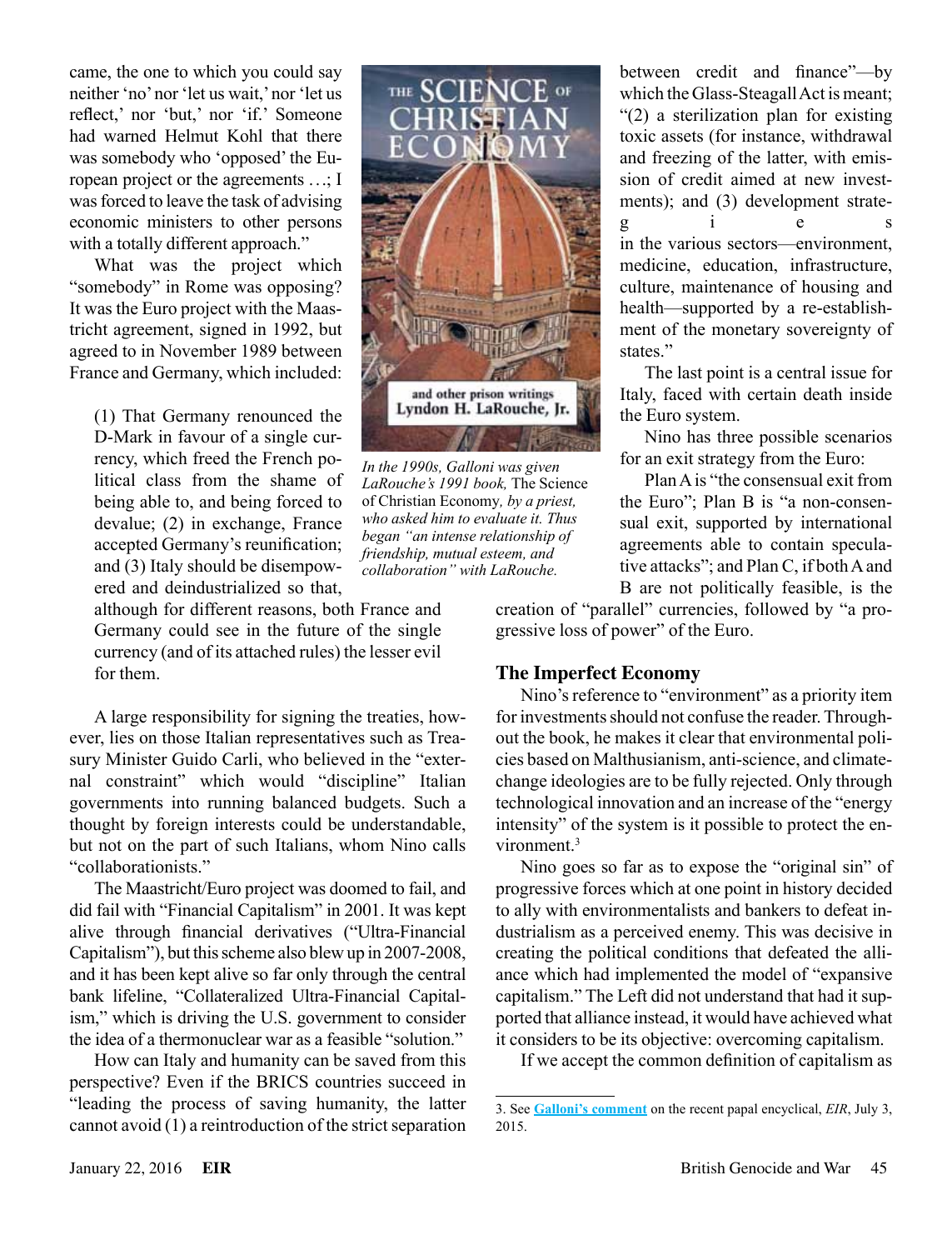came, the one to which you could say neither 'no' nor 'let us wait,' nor 'let us reflect,' nor 'but,' nor 'if.' Someone had warned Helmut Kohl that there was somebody who 'opposed' the European project or the agreements …; I was forced to leave the task of advising economic ministers to other persons with a totally different approach."

What was the project which "somebody" in Rome was opposing? It was the Euro project with the Maastricht agreement, signed in 1992, but agreed to in November 1989 between France and Germany, which included:

> (1) That Germany renounced the D-Mark in favour of a single currency, which freed the French political class from the shame of being able to, and being forced to devalue; (2) in exchange, France accepted Germany's reunification; and (3) Italy should be disempowered and deindustrialized so that, although for different reasons, both France and Germany could see in the future of the single currency (and of its attached rules) the lesser evil for them.

*In the 1990s, Galloni was given LaRouche's 1991 book,* The Science of Christian Economy*, by a priest, who asked him to evaluate it. Thus began "an intense relationship of friendship, mutual esteem, and collaboration" with LaRouche.*

A large responsibility for signing the treaties, however, lies on those Italian representatives such as Treasury Minister Guido Carli, who believed in the "external constraint" which would "discipline" Italian governments into running balanced budgets. Such a thought by foreign interests could be understandable, but not on the part of such Italians, whom Nino calls "collaborationists."

The Maastricht/Euro project was doomed to fail, and did fail with "Financial Capitalism" in 2001. It was kept alive through financial derivatives ("Ultra-Financial Capitalism"), but this scheme also blew up in 2007-2008, and it has been kept alive so far only through the central bank lifeline, "Collateralized Ultra-Financial Capitalism," which is driving the U.S. government to consider the idea of a thermonuclear war as a feasible "solution."

How can Italy and humanity can be saved from this perspective? Even if the BRICS countries succeed in "leading the process of saving humanity, the latter cannot avoid (1) a reintroduction of the strict separation between credit and finance"—by which the Glass-Steagall Act is meant; "(2) a sterilization plan for existing toxic assets (for instance, withdrawal and freezing of the latter, with emission of credit aimed at new investments); and (3) development strategies in the various sectors—environment, medicine, education, infrastructure, culture, maintenance of housing and health—supported by a re-establishment of the monetary sovereignty of states."

The last point is a central issue for Italy, faced with certain death inside the Euro system.

Nino has three possible scenarios for an exit strategy from the Euro:

Plan A is "the consensual exit from the Euro"; Plan B is "a non-consensual exit, supported by international agreements able to contain speculative attacks"; and Plan C, if both A and B are not politically feasible, is the creation of "parallel" currencies, followed by "a progressive loss of power" of the Euro.

## The Imperfect Economy

Nino's reference to "environment" as a priority item for investments should not confuse the reader. Throughout the book, he makes it clear that environmental policies based on Malthusianism, anti-science, and climate-change ideologies are to be fully rejected. Only through technological innovation and an increase of the "energy intensity" of the system is it possible to protect the environment.[3]

Nino goes so far as to expose the "original sin" of progressive forces which at one point in history decided to ally with environmentalists and bankers to defeat industrialism as a perceived enemy. This was decisive in creating the political conditions that defeated the alliance which had implemented the model of "expansive capitalism." The Left did not understand that had it supported that alliance instead, it would have achieved what it considers to be its objective: overcoming capitalism.

If we accept the common definition of capitalism as

---

3. See **Galloni's comment** on the recent papal encyclical, *EIR*, July 3, 2015.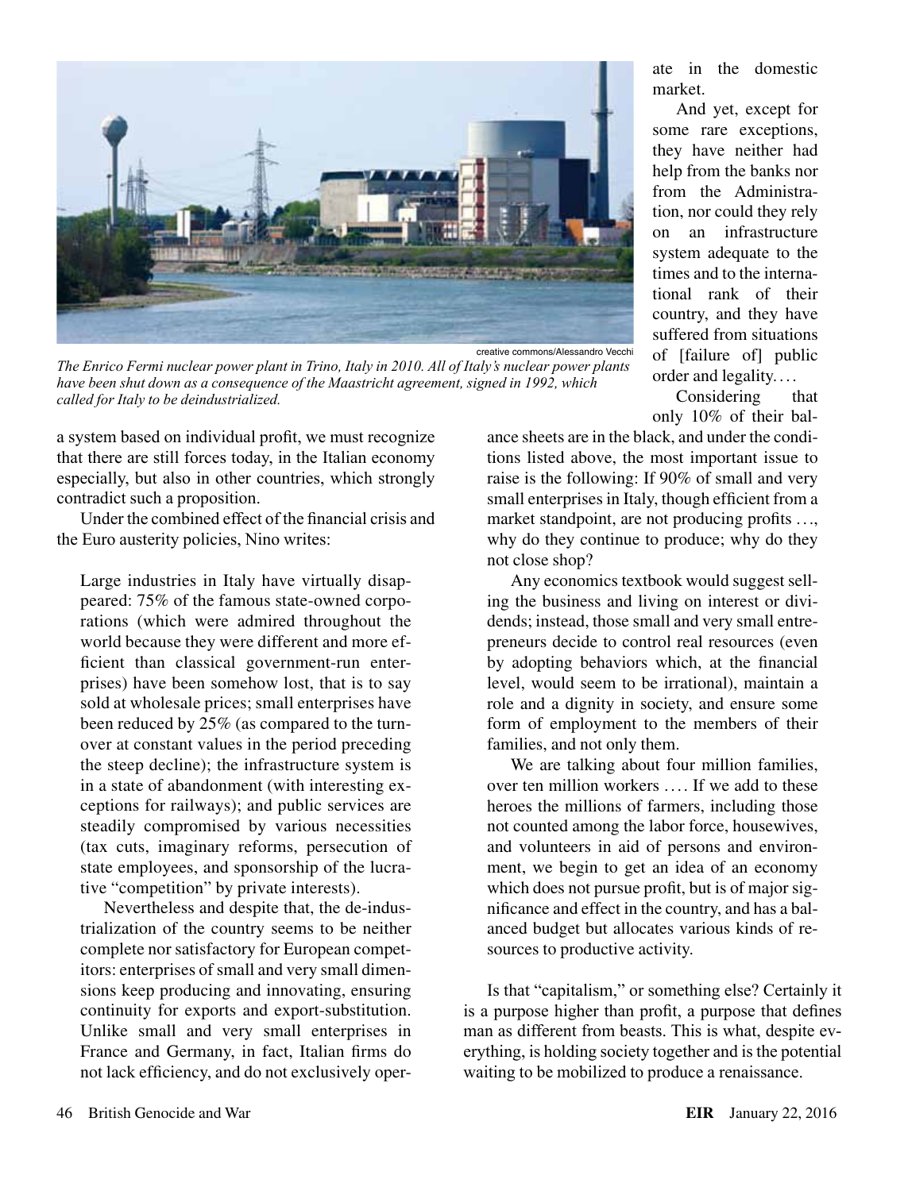creative commons/Alessandro Vecchi

*The Enrico Fermi nuclear power plant in Trino, Italy in 2010. All of Italy's nuclear power plants have been shut down as a consequence of the Maastricht agreement, signed in 1992, which called for Italy to be deindustrialized.*

a system based on individual profit, we must recognize that there are still forces today, in the Italian economy especially, but also in other countries, which strongly contradict such a proposition.

Under the combined effect of the financial crisis and the Euro austerity policies, Nino writes:

> Large industries in Italy have virtually disappeared: 75% of the famous state-owned corporations (which were admired throughout the world because they were different and more efficient than classical government-run enterprises) have been somehow lost, that is to say sold at wholesale prices; small enterprises have been reduced by 25% (as compared to the turnover at constant values in the period preceding the steep decline); the infrastructure system is in a state of abandonment (with interesting exceptions for railways); and public services are steadily compromised by various necessities (tax cuts, imaginary reforms, persecution of state employees, and sponsorship of the lucrative "competition" by private interests).
>
> Nevertheless and despite that, the de-industrialization of the country seems to be neither complete nor satisfactory for European competitors: enterprises of small and very small dimensions keep producing and innovating, ensuring continuity for exports and export-substitution. Unlike small and very small enterprises in France and Germany, in fact, Italian firms do not lack efficiency, and do not exclusively operate in the domestic market.
>
> And yet, except for some rare exceptions, they have neither had help from the banks nor from the Administration, nor could they rely on an infrastructure system adequate to the times and to the international rank of their country, and they have suffered from situations of [failure of] public order and legality. . . .
>
> Considering that only 10% of their balance sheets are in the black, and under the conditions listed above, the most important issue to raise is the following: If 90% of small and very small enterprises in Italy, though efficient from a market standpoint, are not producing profits . . ., why do they continue to produce; why do they not close shop?
>
> Any economics textbook would suggest selling the business and living on interest or dividends; instead, those small and very small entrepreneurs decide to control real resources (even by adopting behaviors which, at the financial level, would seem to be irrational), maintain a role and a dignity in society, and ensure some form of employment to the members of their families, and not only them.
>
> We are talking about four million families, over ten million workers . . . . If we add to these heroes the millions of farmers, including those not counted among the labor force, housewives, and volunteers in aid of persons and environment, we begin to get an idea of an economy which does not pursue profit, but is of major significance and effect in the country, and has a balanced budget but allocates various kinds of resources to productive activity.

Is that "capitalism," or something else? Certainly it is a purpose higher than profit, a purpose that defines man as different from beasts. This is what, despite everything, is holding society together and is the potential waiting to be mobilized to produce a renaissance.